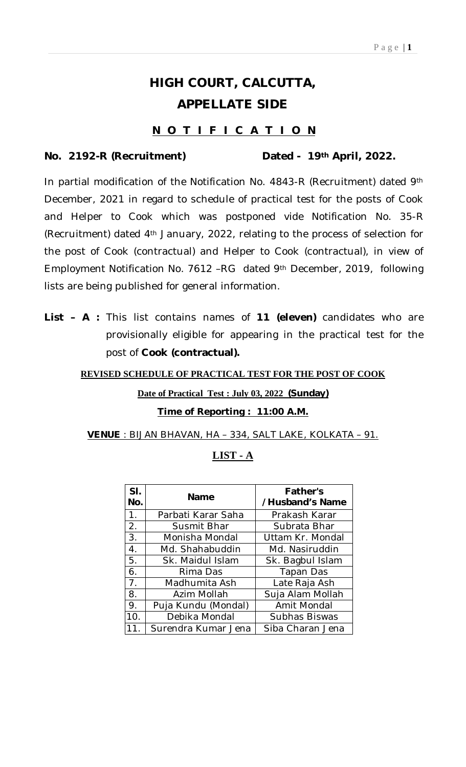# HIGH COURT, CALCUTTA,
# APPELLATE SIDE

## N O T I F I C A T I O N

**No. 2192-R (Recruitment) Dated - 19th April, 2022.**

In partial modification of the Notification No. 4843-R (Recruitment) dated 9th December, 2021 in regard to schedule of practical test for the posts of Cook and Helper to Cook which was postponed vide Notification No. 35-R (Recruitment) dated 4th January, 2022, relating to the process of selection for the post of Cook (contractual) and Helper to Cook (contractual), in view of Employment Notification No. 7612 –RG dated 9th December, 2019, following lists are being published for general information.

**List – A :** This list contains names of **11 (eleven)** candidates who are provisionally eligible for appearing in the practical test for the post of **Cook (contractual).**

**REVISED SCHEDULE OF PRACTICAL TEST FOR THE POST OF COOK**

**Date of Practical Test : July 03, 2022 (Sunday)**

**Time of Reporting : 11:00 A.M.**

**VENUE** : BIJAN BHAVAN, HA – 334, SALT LAKE, KOLKATA – 91.

**LIST - A**

| Sl. No. | Name | Father's /Husband's Name |
|---|---|---|
| 1. | Parbati Karar Saha | Prakash Karar |
| 2. | Susmit Bhar | Subrata Bhar |
| 3. | Monisha Mondal | Uttam Kr. Mondal |
| 4. | Md. Shahabuddin | Md. Nasiruddin |
| 5. | Sk. Maidul Islam | Sk. Bagbul Islam |
| 6. | Rima Das | Tapan Das |
| 7. | Madhumita Ash | Late Raja Ash |
| 8. | Azim Mollah | Suja Alam Mollah |
| 9. | Puja Kundu (Mondal) | Amit Mondal |
| 10. | Debika Mondal | Subhas Biswas |
| 11. | Surendra Kumar Jena | Siba Charan Jena |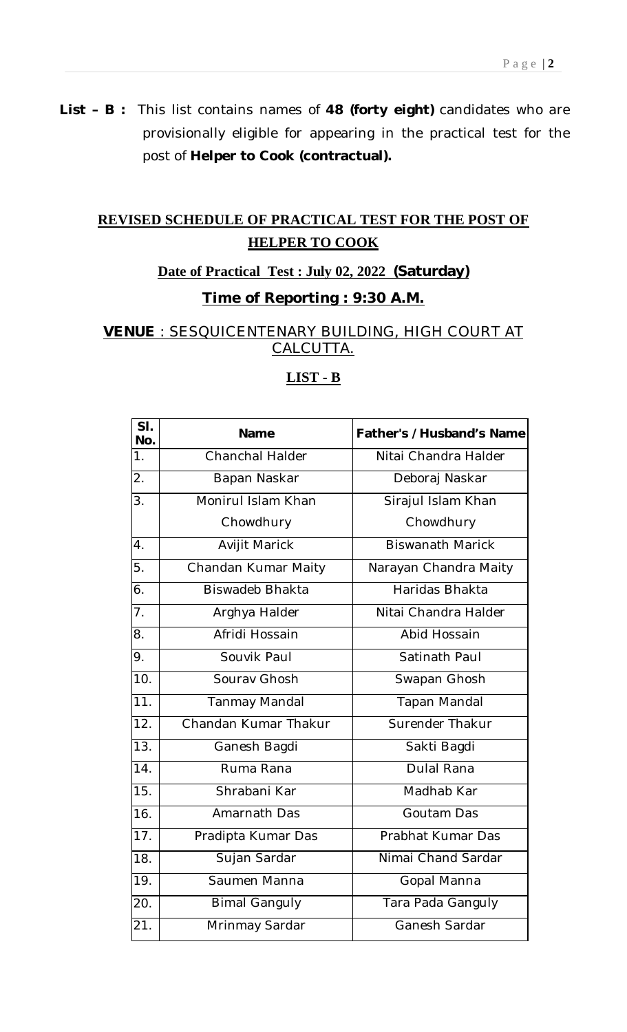**List – B :** This list contains names of **48 (forty eight)** candidates who are provisionally eligible for appearing in the practical test for the post of **Helper to Cook (contractual).**

## REVISED SCHEDULE OF PRACTICAL TEST FOR THE POST OF HELPER TO COOK

### Date of Practical Test : July 02, 2022 (Saturday)

### Time of Reporting : 9:30 A.M.

### VENUE : SESQUICENTENARY BUILDING, HIGH COURT AT CALCUTTA.

### LIST - B

| Sl. No. | Name | Father's / Husband's Name |
|---|---|---|
| 1. | Chanchal Halder | Nitai Chandra Halder |
| 2. | Bapan Naskar | Deboraj Naskar |
| 3. | Monirul Islam Khan Chowdhury | Sirajul Islam Khan Chowdhury |
| 4. | Avijit Marick | Biswanath Marick |
| 5. | Chandan Kumar Maity | Narayan Chandra Maity |
| 6. | Biswadeb Bhakta | Haridas Bhakta |
| 7. | Arghya Halder | Nitai Chandra Halder |
| 8. | Afridi Hossain | Abid Hossain |
| 9. | Souvik Paul | Satinath Paul |
| 10. | Sourav Ghosh | Swapan Ghosh |
| 11. | Tanmay Mandal | Tapan Mandal |
| 12. | Chandan Kumar Thakur | Surender Thakur |
| 13. | Ganesh Bagdi | Sakti Bagdi |
| 14. | Ruma Rana | Dulal Rana |
| 15. | Shrabani Kar | Madhab Kar |
| 16. | Amarnath Das | Goutam Das |
| 17. | Pradipta Kumar Das | Prabhat Kumar Das |
| 18. | Sujan Sardar | Nimai Chand Sardar |
| 19. | Saumen Manna | Gopal Manna |
| 20. | Bimal Ganguly | Tara Pada Ganguly |
| 21. | Mrinmay Sardar | Ganesh Sardar |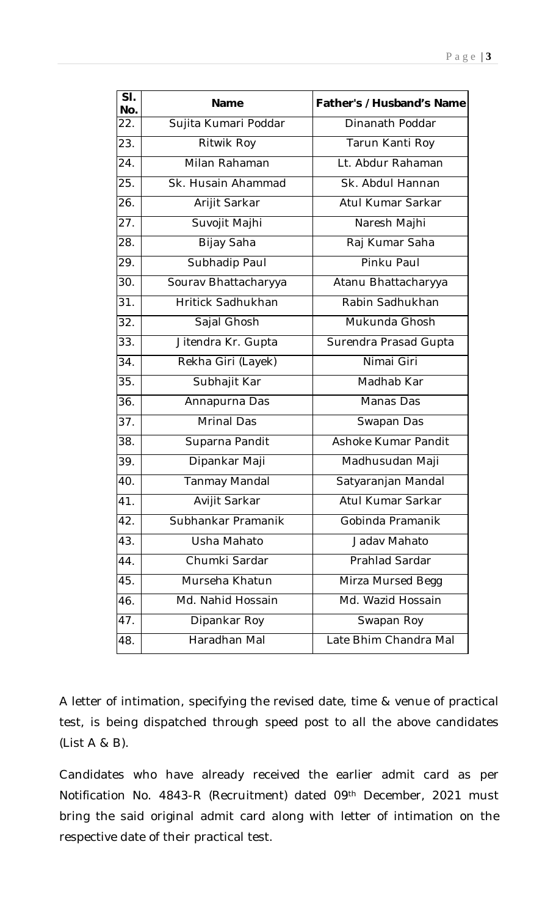| Sl. No. | Name | Father's / Husband's Name |
|---|---|---|
| 22. | Sujita Kumari Poddar | Dinanath Poddar |
| 23. | Ritwik Roy | Tarun Kanti Roy |
| 24. | Milan Rahaman | Lt. Abdur Rahaman |
| 25. | Sk. Husain Ahammad | Sk. Abdul Hannan |
| 26. | Arijit Sarkar | Atul Kumar Sarkar |
| 27. | Suvojit Majhi | Naresh Majhi |
| 28. | Bijay Saha | Raj Kumar Saha |
| 29. | Subhadip Paul | Pinku Paul |
| 30. | Sourav Bhattacharyya | Atanu Bhattacharyya |
| 31. | Hritick Sadhukhan | Rabin Sadhukhan |
| 32. | Sajal Ghosh | Mukunda Ghosh |
| 33. | Jitendra Kr. Gupta | Surendra Prasad Gupta |
| 34. | Rekha Giri (Layek) | Nimai Giri |
| 35. | Subhajit Kar | Madhab Kar |
| 36. | Annapurna Das | Manas Das |
| 37. | Mrinal Das | Swapan Das |
| 38. | Suparna Pandit | Ashoke Kumar Pandit |
| 39. | Dipankar Maji | Madhusudan Maji |
| 40. | Tanmay Mandal | Satyaranjan Mandal |
| 41. | Avijit Sarkar | Atul Kumar Sarkar |
| 42. | Subhankar Pramanik | Gobinda Pramanik |
| 43. | Usha Mahato | Jadav Mahato |
| 44. | Chumki Sardar | Prahlad Sardar |
| 45. | Murseha Khatun | Mirza Mursed Begg |
| 46. | Md. Nahid Hossain | Md. Wazid Hossain |
| 47. | Dipankar Roy | Swapan Roy |
| 48. | Haradhan Mal | Late Bhim Chandra Mal |

A letter of intimation, specifying the revised date, time & venue of practical test, is being dispatched through speed post to all the above candidates (List A & B).

Candidates who have already received the earlier admit card as per Notification No. 4843-R (Recruitment) dated 09th December, 2021 must bring the said original admit card along with letter of intimation on the respective date of their practical test.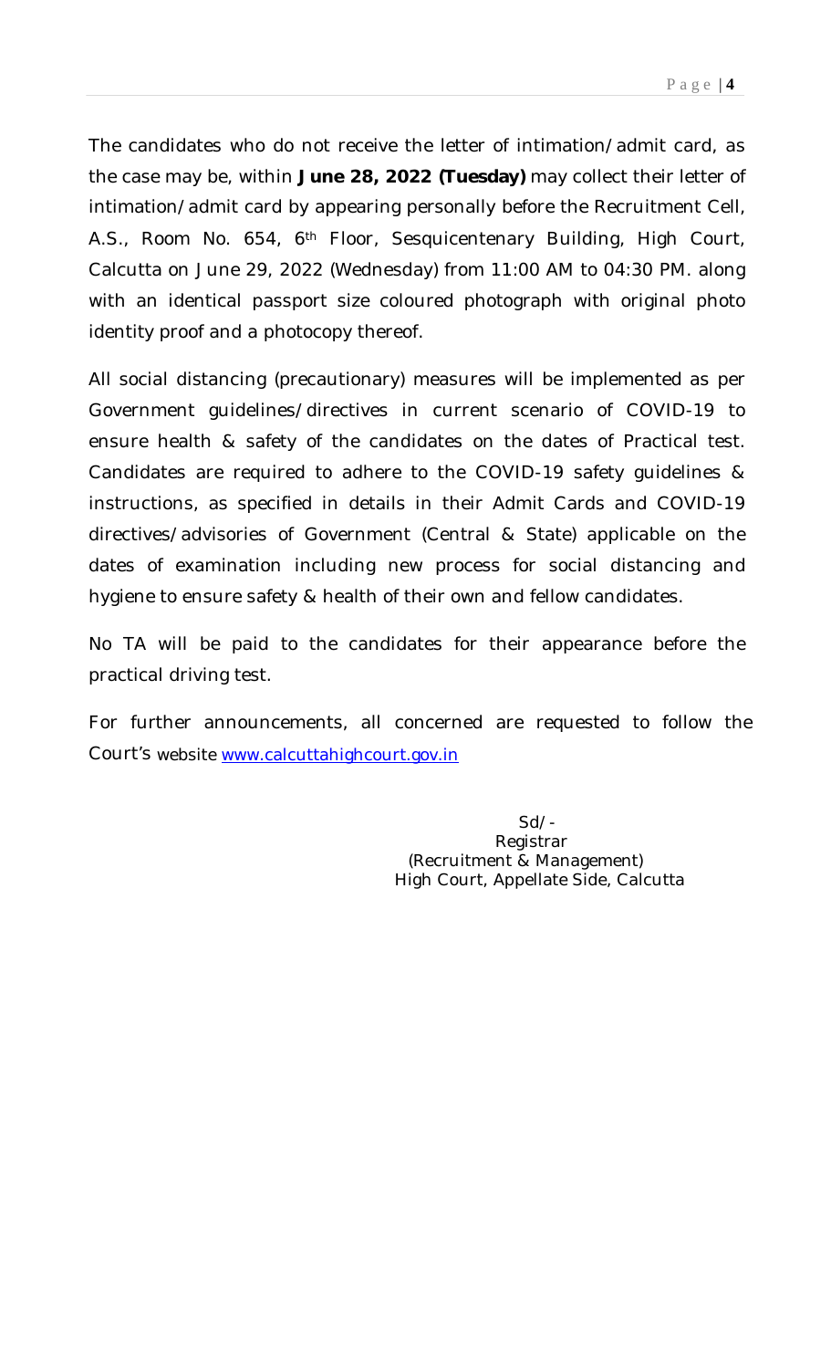The candidates who do not receive the letter of intimation/admit card, as the case may be, within **June 28, 2022 (Tuesday)** may collect their letter of intimation/admit card by appearing personally before the Recruitment Cell, A.S., Room No. 654, 6th Floor, Sesquicentenary Building, High Court, Calcutta on June 29, 2022 (Wednesday) from 11:00 AM to 04:30 PM. along with an identical passport size coloured photograph with original photo identity proof and a photocopy thereof.

All social distancing (precautionary) measures will be implemented as per Government guidelines/directives in current scenario of COVID-19 to ensure health & safety of the candidates on the dates of Practical test. Candidates are required to adhere to the COVID-19 safety guidelines & instructions, as specified in details in their Admit Cards and COVID-19 directives/advisories of Government (Central & State) applicable on the dates of examination including new process for social distancing and hygiene to ensure safety & health of their own and fellow candidates.

No TA will be paid to the candidates for their appearance before the practical driving test.

For further announcements, all concerned are requested to follow the Court's website [www.calcuttahighcourt.gov.in](http://www.calcuttahighcourt.gov.in)

Sd/-
Registrar
(Recruitment & Management)
High Court, Appellate Side, Calcutta